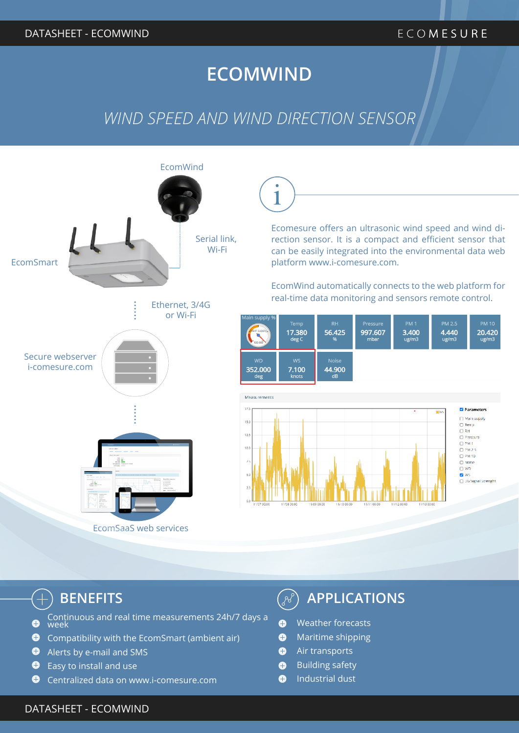# ECOMWIND

## *WIND SPEED AND WIND DIRECTION SENSOR*

EcomWind

EcomSmart

Serial link, Wi-Fi

Ethernet, 3/4G or Wi-Fi

Secure webserver i-comesure.com

EcomSaaS web services

Ecomesure offers an ultrasonic wind speed and wind direction sensor. It is a compact and efficient sensor that can be easily integrated into the environmental data web platform www.i-comesure.com.

EcomWind automatically connects to the web platform for real-time data monitoring and sensors remote control.

| Main supply % | Temp | RH | Pressure | PM 1 | PM 2.5 | PM 10 |
|---|---|---|---|---|---|---|
| 100.000 | 17.380 deg C | 56.425 % | 997.607 mbar | 3.400 ug/m3 | 4.440 ug/m3 | 20.420 ug/m3 |

| WD | WS | Noise |
|---|---|---|
| 352.000 deg | 7.100 knots | 44.900 dB |

## BENEFITS

- Continuous and real time measurements 24h/7 days a week
- Compatibility with the EcomSmart (ambient air)
- Alerts by e-mail and SMS
- Easy to install and use
- Centralized data on www.i-comesure.com

## APPLICATIONS

- Weather forecasts
- Maritime shipping
- Air transports
- Building safety
- Industrial dust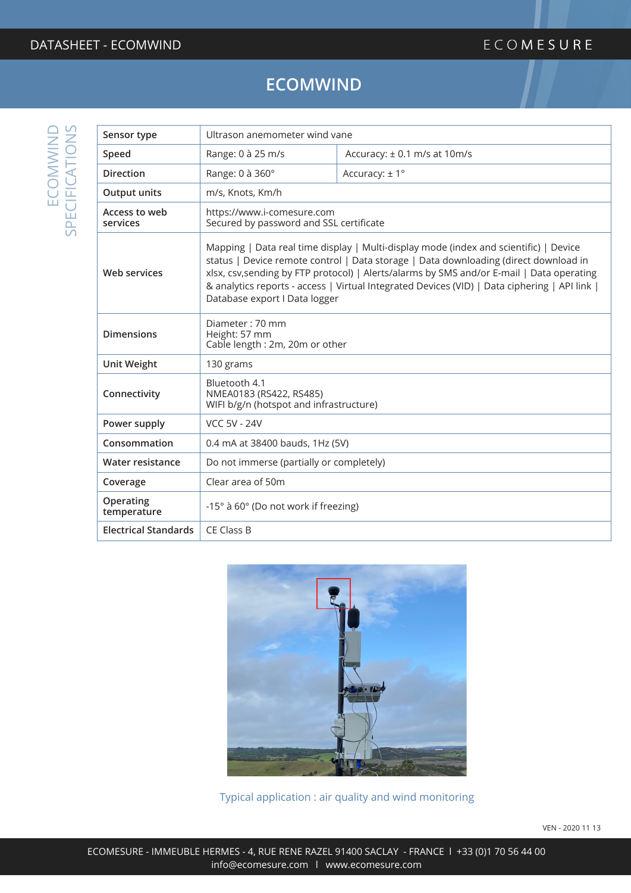# ECOMWIND

ECOMWIND SPECIFICATIONS

| | | |
|---|---|---|
| **Sensor type** | Ultrason anemometer wind vane | |
| **Speed** | Range: 0 à 25 m/s | Accuracy: ± 0.1 m/s at 10m/s |
| **Direction** | Range: 0 à 360° | Accuracy: ± 1° |
| **Output units** | m/s, Knots, Km/h | |
| **Access to web services** | https://www.i-comesure.com<br>Secured by password and SSL certificate | |
| **Web services** | Mapping \| Data real time display \| Multi-display mode (index and scientific) \| Device status \| Device remote control \| Data storage \| Data downloading (direct download in xlsx, csv,sending by FTP protocol) \| Alerts/alarms by SMS and/or E-mail \| Data operating & analytics reports - access \| Virtual Integrated Devices (VID) \| Data ciphering \| API link \| Database export I Data logger | |
| **Dimensions** | Diameter : 70 mm<br>Height: 57 mm<br>Cable length : 2m, 20m or other | |
| **Unit Weight** | 130 grams | |
| **Connectivity** | Bluetooth 4.1<br>NMEA0183 (RS422, RS485)<br>WIFI b/g/n (hotspot and infrastructure) | |
| **Power supply** | VCC 5V - 24V | |
| **Consommation** | 0.4 mA at 38400 bauds, 1Hz (5V) | |
| **Water resistance** | Do not immerse (partially or completely) | |
| **Coverage** | Clear area of 50m | |
| **Operating temperature** | -15° à 60° (Do not work if freezing) | |
| **Electrical Standards** | CE Class B | |

Typical application : air quality and wind monitoring

VEN - 2020 11 13